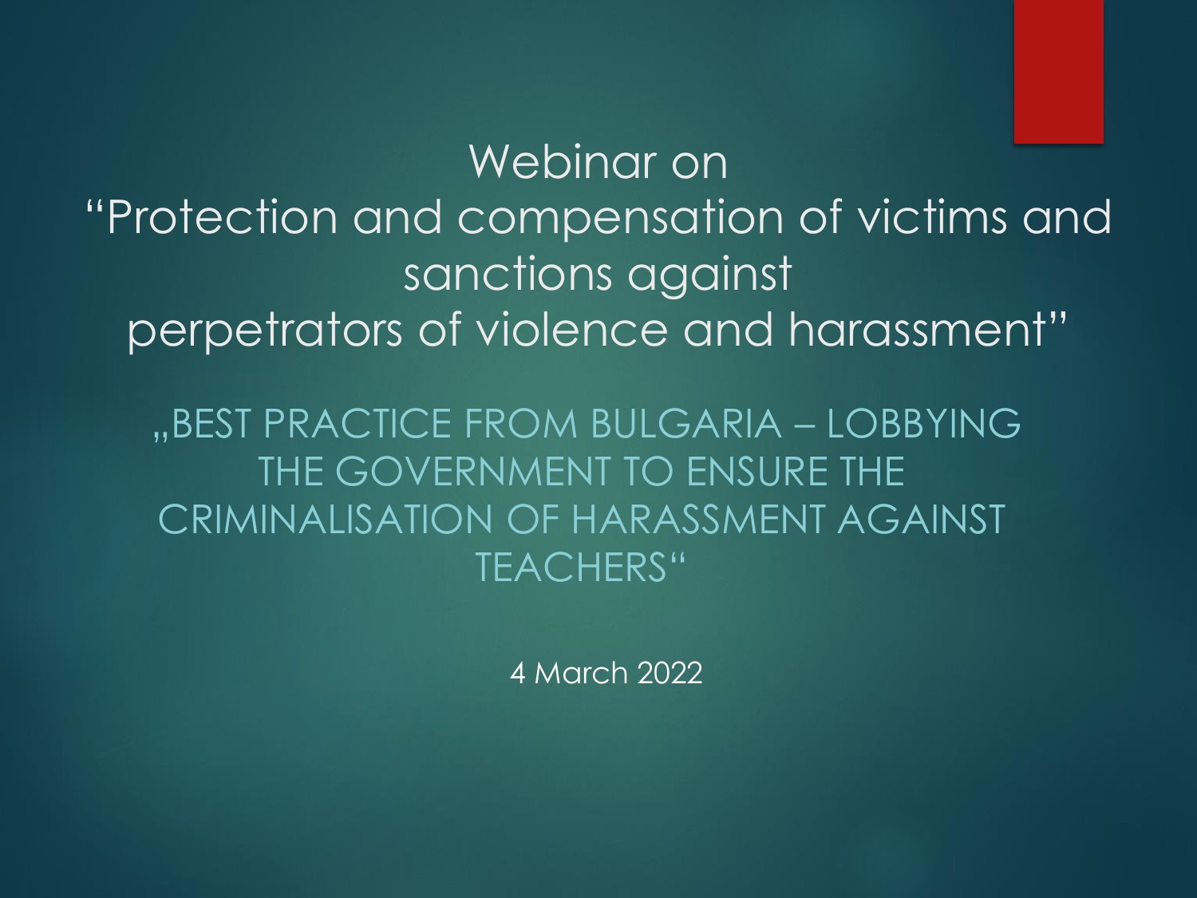# Webinar on "Protection and compensation of victims and sanctions against perpetrators of violence and harassment"

## „BEST PRACTICE FROM BULGARIA – LOBBYING THE GOVERNMENT TO ENSURE THE CRIMINALISATION OF HARASSMENT AGAINST TEACHERS"

4 March 2022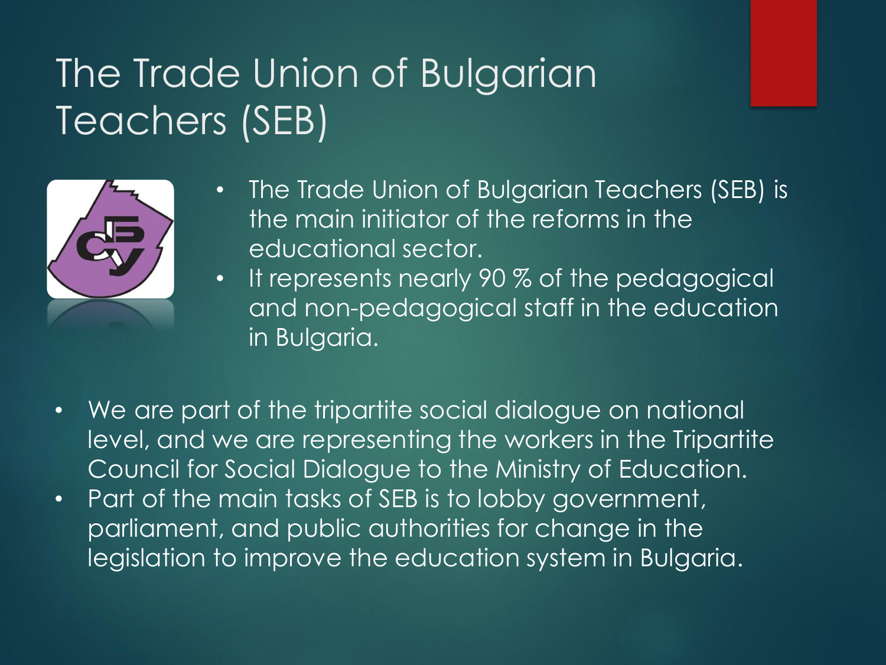# The Trade Union of Bulgarian Teachers (SEB)

- The Trade Union of Bulgarian Teachers (SEB) is the main initiator of the reforms in the educational sector.
- It represents nearly 90 % of the pedagogical and non-pedagogical staff in the education in Bulgaria.

- We are part of the tripartite social dialogue on national level, and we are representing the workers in the Tripartite Council for Social Dialogue to the Ministry of Education.
- Part of the main tasks of SEB is to lobby government, parliament, and public authorities for change in the legislation to improve the education system in Bulgaria.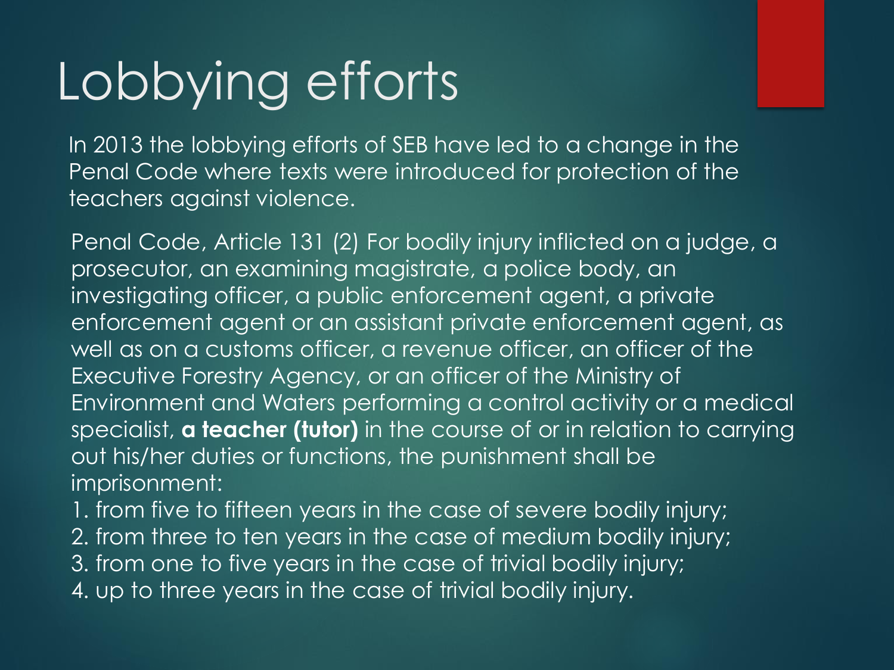# Lobbying efforts

In 2013 the lobbying efforts of SEB have led to a change in the Penal Code where texts were introduced for protection of the teachers against violence.

Penal Code, Article 131 (2) For bodily injury inflicted on a judge, a prosecutor, an examining magistrate, a police body, an investigating officer, a public enforcement agent, a private enforcement agent or an assistant private enforcement agent, as well as on a customs officer, a revenue officer, an officer of the Executive Forestry Agency, or an officer of the Ministry of Environment and Waters performing a control activity or a medical specialist, **a teacher (tutor)** in the course of or in relation to carrying out his/her duties or functions, the punishment shall be imprisonment:

1. from five to fifteen years in the case of severe bodily injury;
2. from three to ten years in the case of medium bodily injury;
3. from one to five years in the case of trivial bodily injury;
4. up to three years in the case of trivial bodily injury.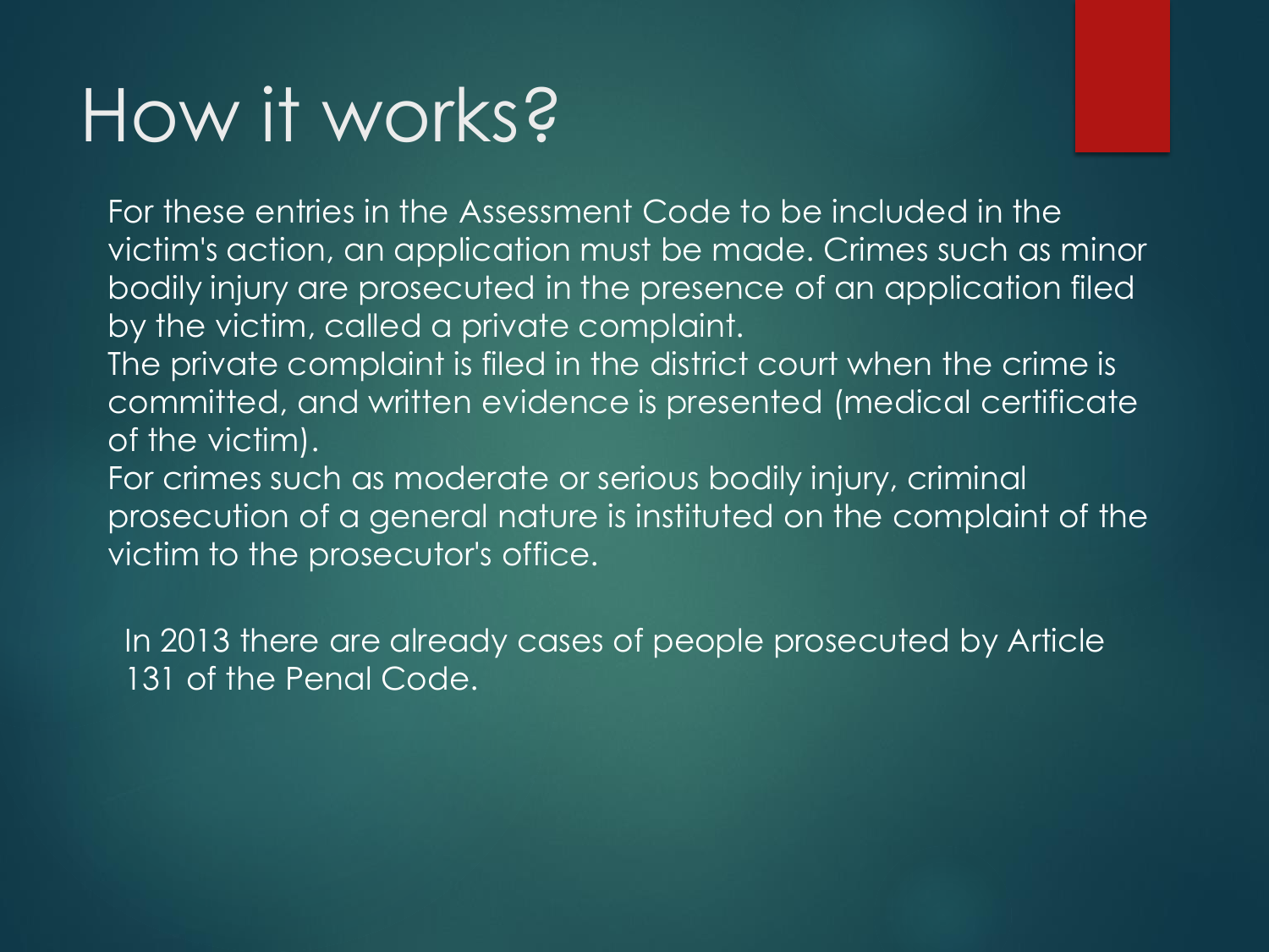# How it works?

For these entries in the Assessment Code to be included in the victim's action, an application must be made. Crimes such as minor bodily injury are prosecuted in the presence of an application filed by the victim, called a private complaint.
The private complaint is filed in the district court when the crime is committed, and written evidence is presented (medical certificate of the victim).
For crimes such as moderate or serious bodily injury, criminal prosecution of a general nature is instituted on the complaint of the victim to the prosecutor's office.

In 2013 there are already cases of people prosecuted by Article 131 of the Penal Code.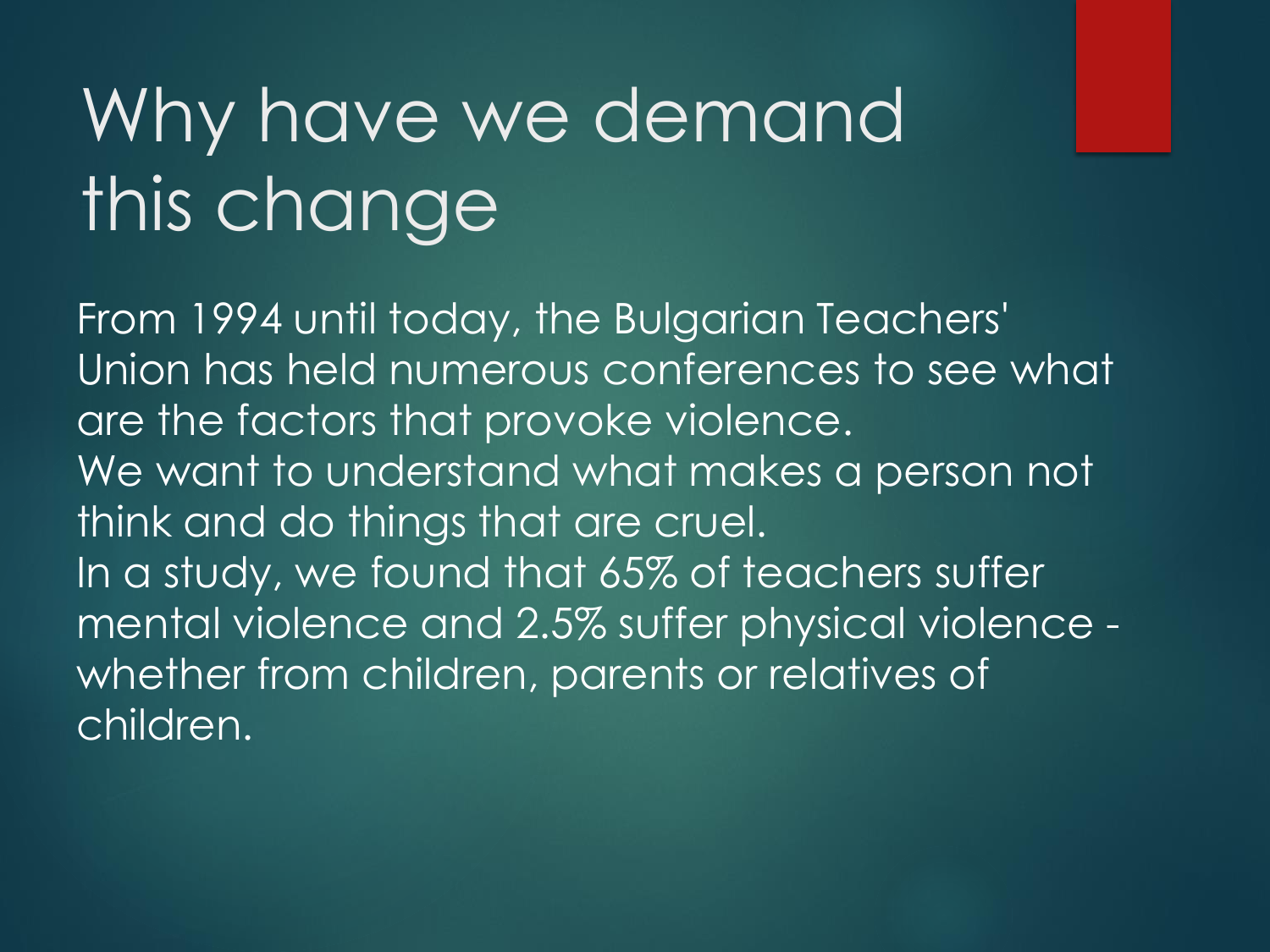# Why have we demand this change

From 1994 until today, the Bulgarian Teachers' Union has held numerous conferences to see what are the factors that provoke violence.

We want to understand what makes a person not think and do things that are cruel.

In a study, we found that 65% of teachers suffer mental violence and 2.5% suffer physical violence - whether from children, parents or relatives of children.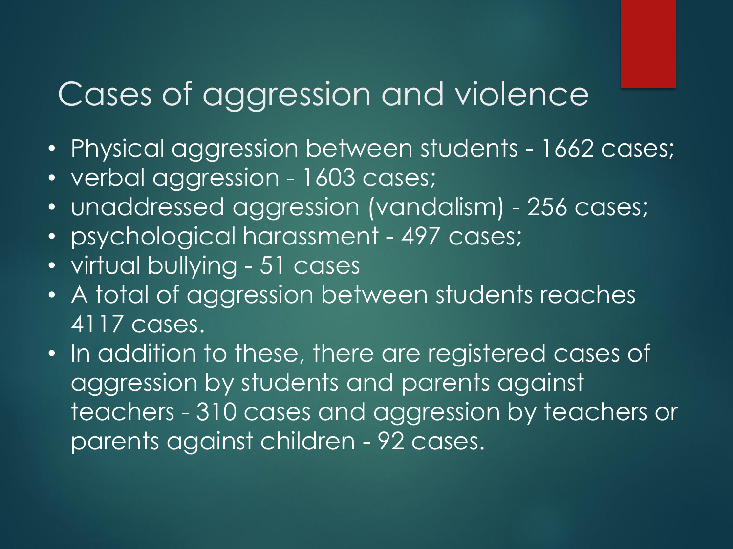# Cases of aggression and violence

- Physical aggression between students - 1662 cases;
- verbal aggression - 1603 cases;
- unaddressed aggression (vandalism) - 256 cases;
- psychological harassment - 497 cases;
- virtual bullying - 51 cases
- A total of aggression between students reaches 4117 cases.
- In addition to these, there are registered cases of aggression by students and parents against teachers - 310 cases and aggression by teachers or parents against children - 92 cases.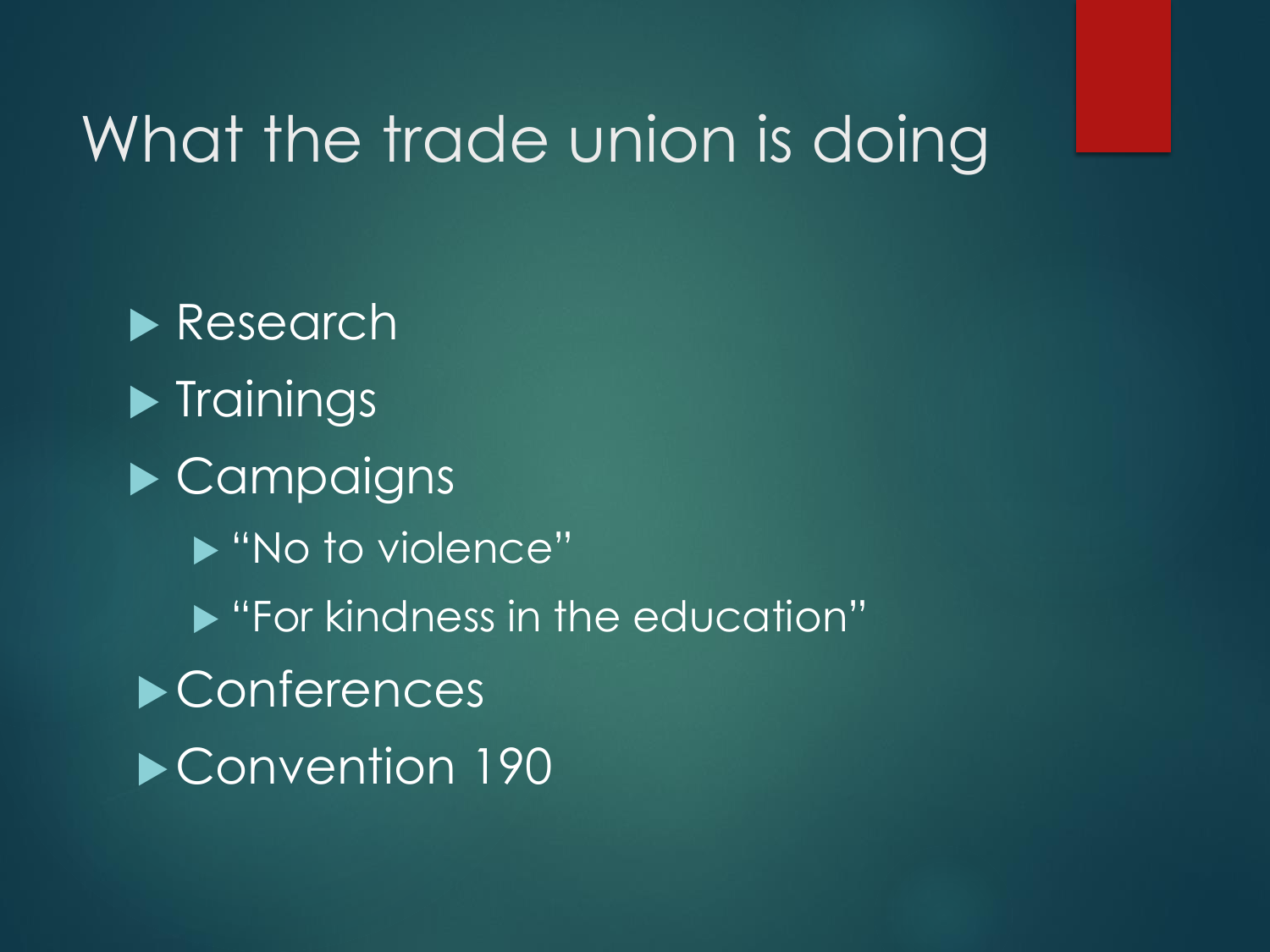# What the trade union is doing

- Research
- Trainings
- Campaigns
  - "No to violence"
  - "For kindness in the education"
- Conferences
- Convention 190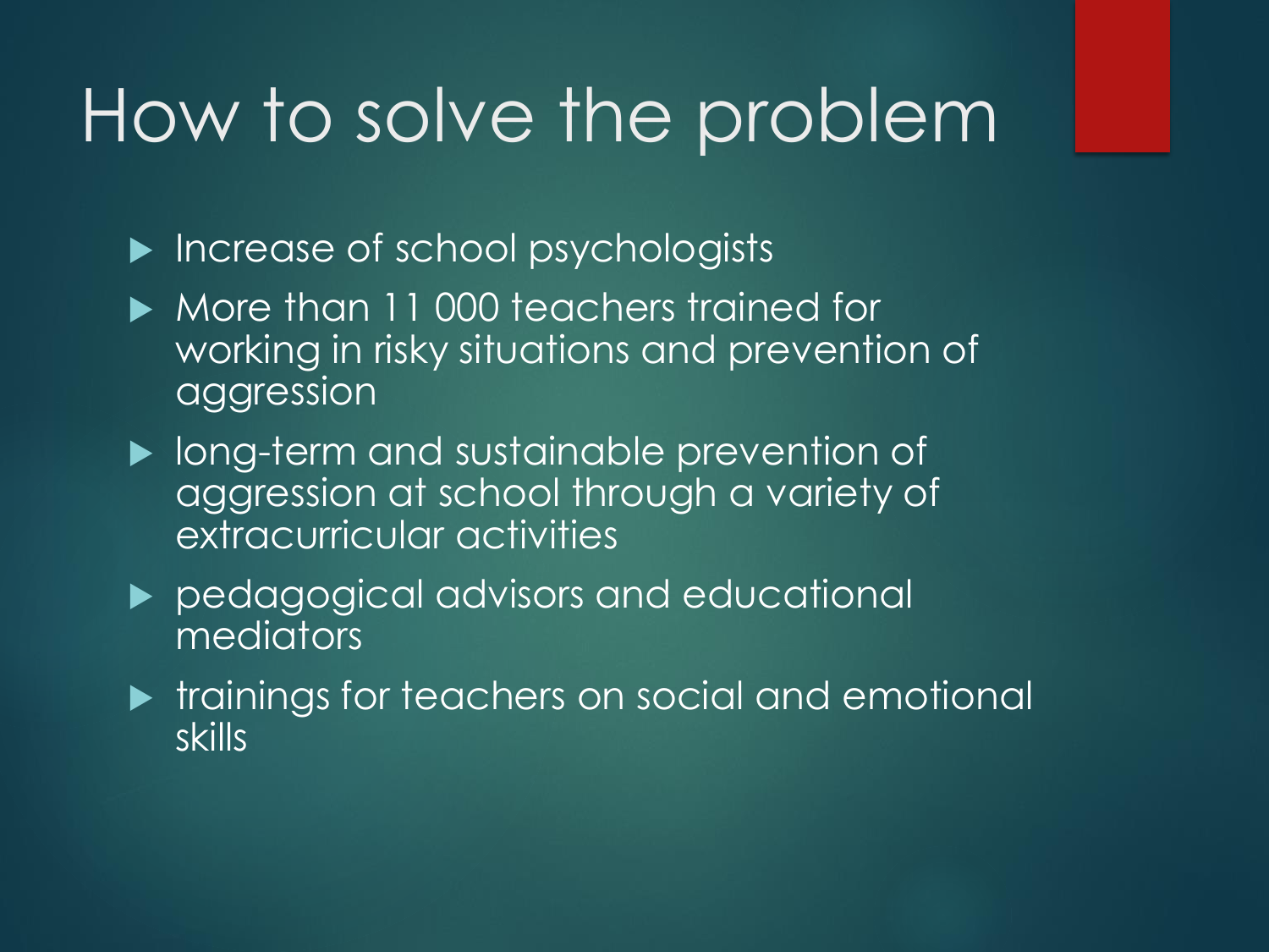# How to solve the problem

- Increase of school psychologists
- More than 11 000 teachers trained for working in risky situations and prevention of aggression
- long-term and sustainable prevention of aggression at school through a variety of extracurricular activities
- pedagogical advisors and educational mediators
- trainings for teachers on social and emotional skills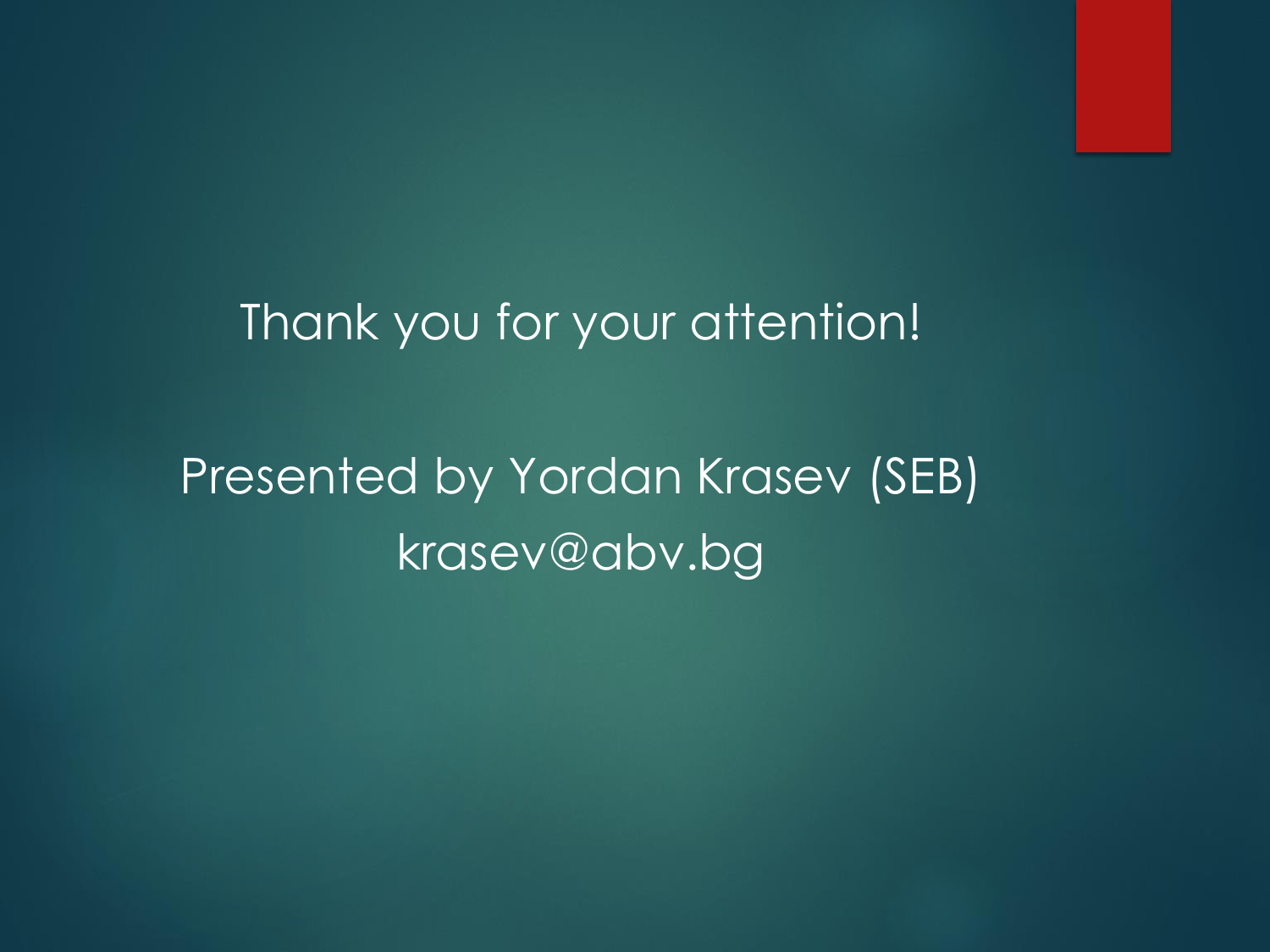Thank you for your attention!

Presented by Yordan Krasev (SEB)
krasev@abv.bg